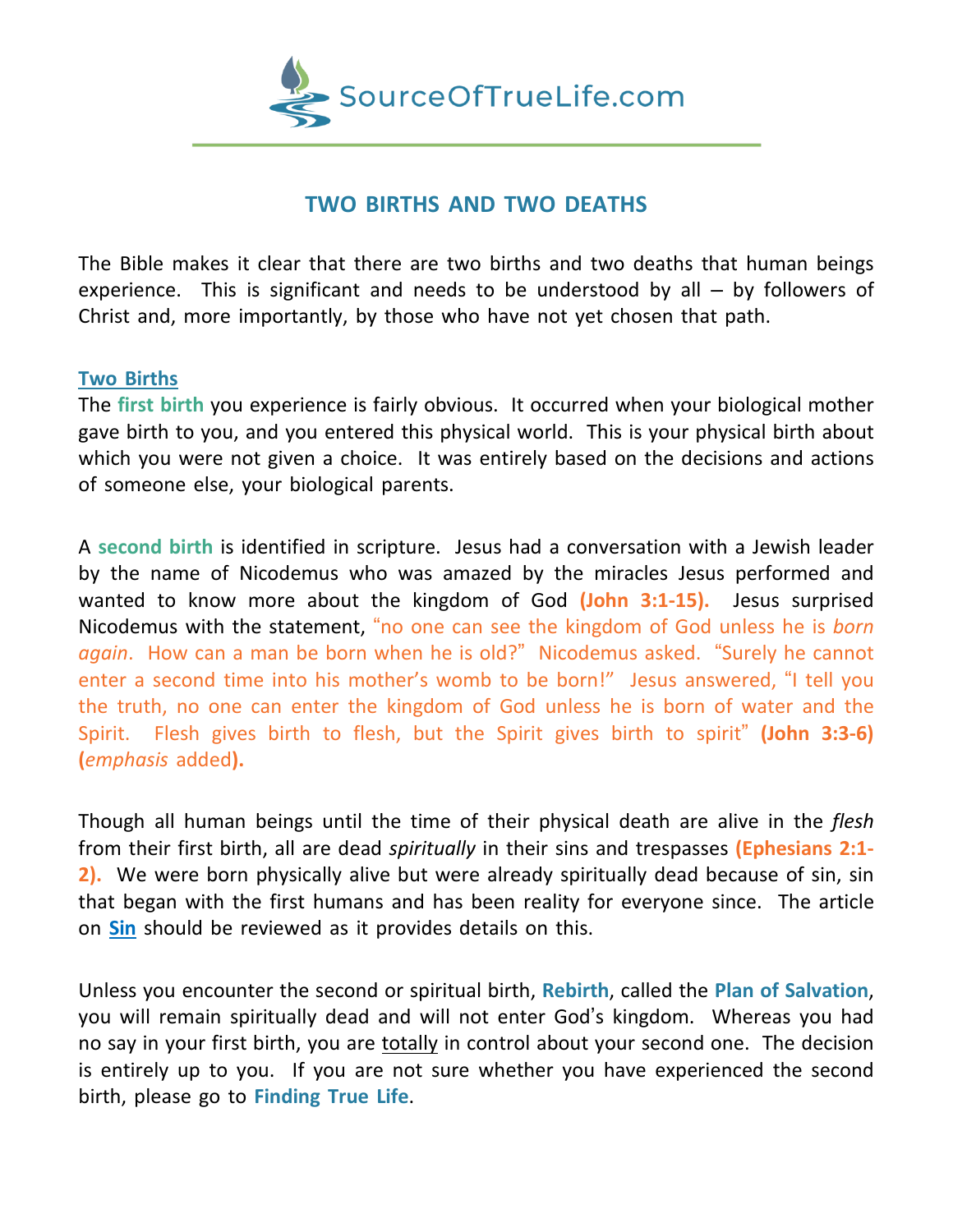SourceOfTrueLife.com

# TWO BIRTHS AND TWO DEATHS

The Bible makes it clear that there are two births and two deaths that human beings experience. This is significant and needs to be understood by all – by followers of Christ and, more importantly, by those who have not yet chosen that path.

## Two Births

The **first birth** you experience is fairly obvious. It occurred when your biological mother gave birth to you, and you entered this physical world. This is your physical birth about which you were not given a choice. It was entirely based on the decisions and actions of someone else, your biological parents.

A **second birth** is identified in scripture. Jesus had a conversation with a Jewish leader by the name of Nicodemus who was amazed by the miracles Jesus performed and wanted to know more about the kingdom of God **(John 3:1-15).** Jesus surprised Nicodemus with the statement, "no one can see the kingdom of God unless he is *born again*. How can a man be born when he is old?" Nicodemus asked. "Surely he cannot enter a second time into his mother's womb to be born!" Jesus answered, "I tell you the truth, no one can enter the kingdom of God unless he is born of water and the Spirit. Flesh gives birth to flesh, but the Spirit gives birth to spirit" **(John 3:3-6)** **(***emphasis* added**).**

Though all human beings until the time of their physical death are alive in the *flesh* from their first birth, all are dead *spiritually* in their sins and trespasses **(Ephesians 2:1-2).** We were born physically alive but were already spiritually dead because of sin, sin that began with the first humans and has been reality for everyone since. The article on **Sin** should be reviewed as it provides details on this.

Unless you encounter the second or spiritual birth, **Rebirth**, called the **Plan of Salvation**, you will remain spiritually dead and will not enter God's kingdom. Whereas you had no say in your first birth, you are totally in control about your second one. The decision is entirely up to you. If you are not sure whether you have experienced the second birth, please go to **Finding True Life**.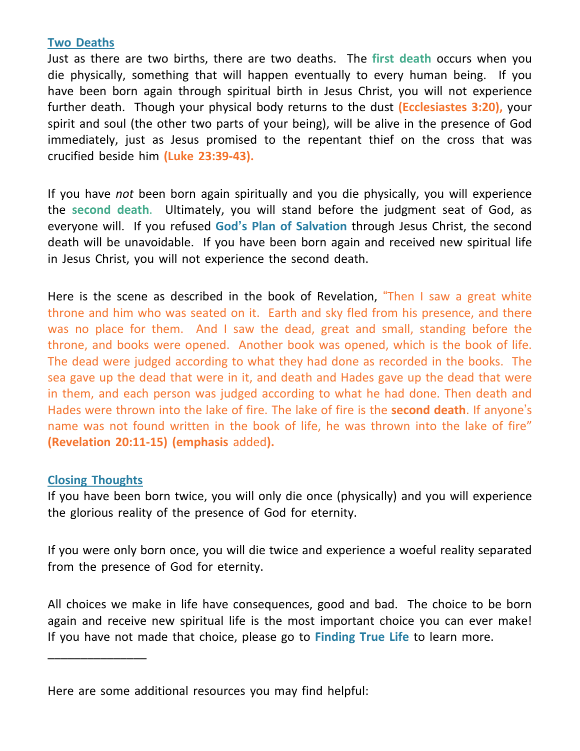## Two Deaths

Just as there are two births, there are two deaths. The **first death** occurs when you die physically, something that will happen eventually to every human being. If you have been born again through spiritual birth in Jesus Christ, you will not experience further death. Though your physical body returns to the dust **(Ecclesiastes 3:20),** your spirit and soul (the other two parts of your being), will be alive in the presence of God immediately, just as Jesus promised to the repentant thief on the cross that was crucified beside him **(Luke 23:39-43).**

If you have *not* been born again spiritually and you die physically, you will experience the **second death**. Ultimately, you will stand before the judgment seat of God, as everyone will. If you refused **God's Plan of Salvation** through Jesus Christ, the second death will be unavoidable. If you have been born again and received new spiritual life in Jesus Christ, you will not experience the second death.

Here is the scene as described in the book of Revelation, "Then I saw a great white throne and him who was seated on it. Earth and sky fled from his presence, and there was no place for them. And I saw the dead, great and small, standing before the throne, and books were opened. Another book was opened, which is the book of life. The dead were judged according to what they had done as recorded in the books. The sea gave up the dead that were in it, and death and Hades gave up the dead that were in them, and each person was judged according to what he had done. Then death and Hades were thrown into the lake of fire. The lake of fire is the **second death**. If anyone's name was not found written in the book of life, he was thrown into the lake of fire" **(Revelation 20:11-15) (emphasis** added**).**

## Closing Thoughts

If you have been born twice, you will only die once (physically) and you will experience the glorious reality of the presence of God for eternity.

If you were only born once, you will die twice and experience a woeful reality separated from the presence of God for eternity.

All choices we make in life have consequences, good and bad. The choice to be born again and receive new spiritual life is the most important choice you can ever make! If you have not made that choice, please go to **Finding True Life** to learn more.

_______________

Here are some additional resources you may find helpful: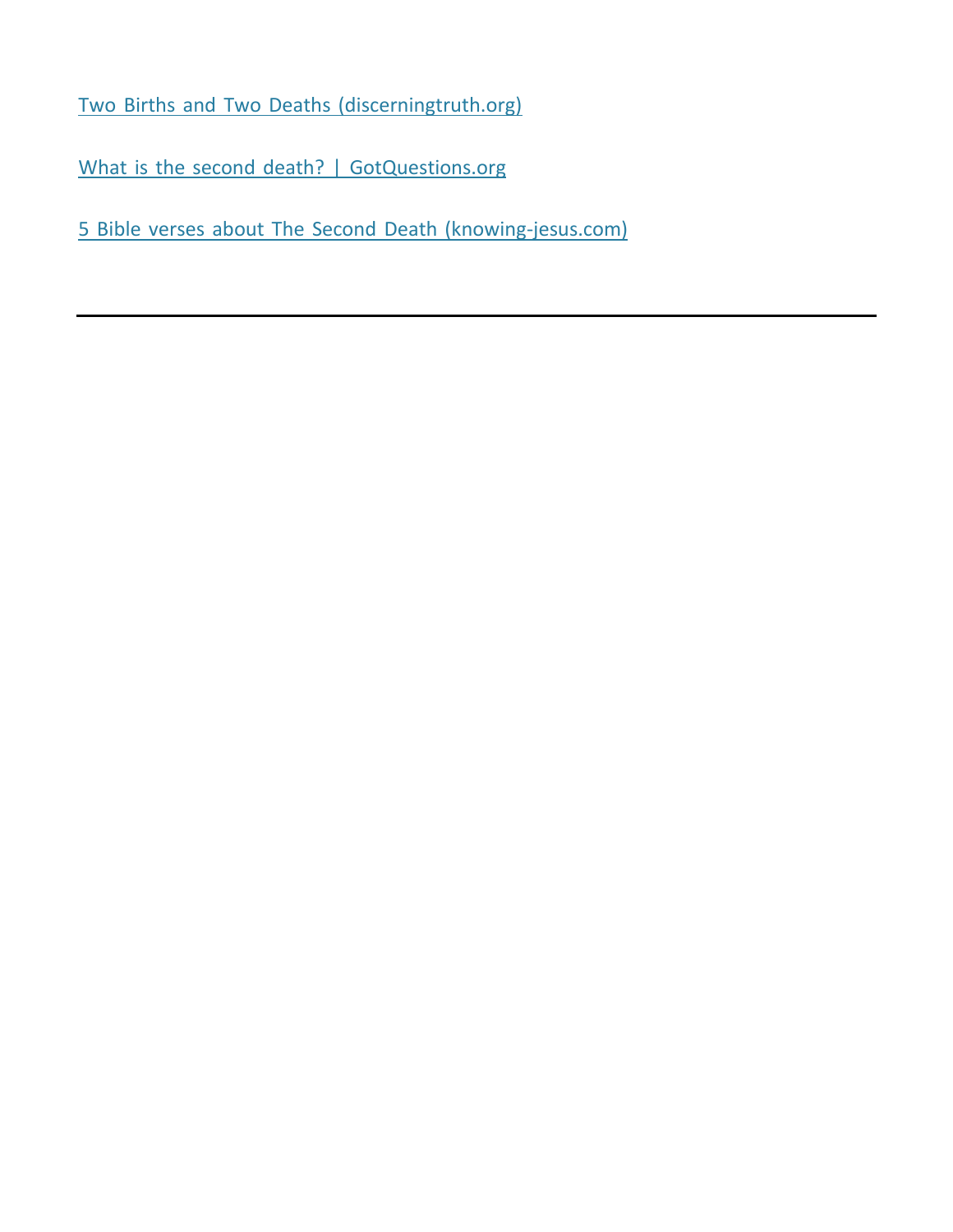Two Births and Two Deaths (discerningtruth.org)

What is the second death? | GotQuestions.org

5 Bible verses about The Second Death (knowing-jesus.com)

---